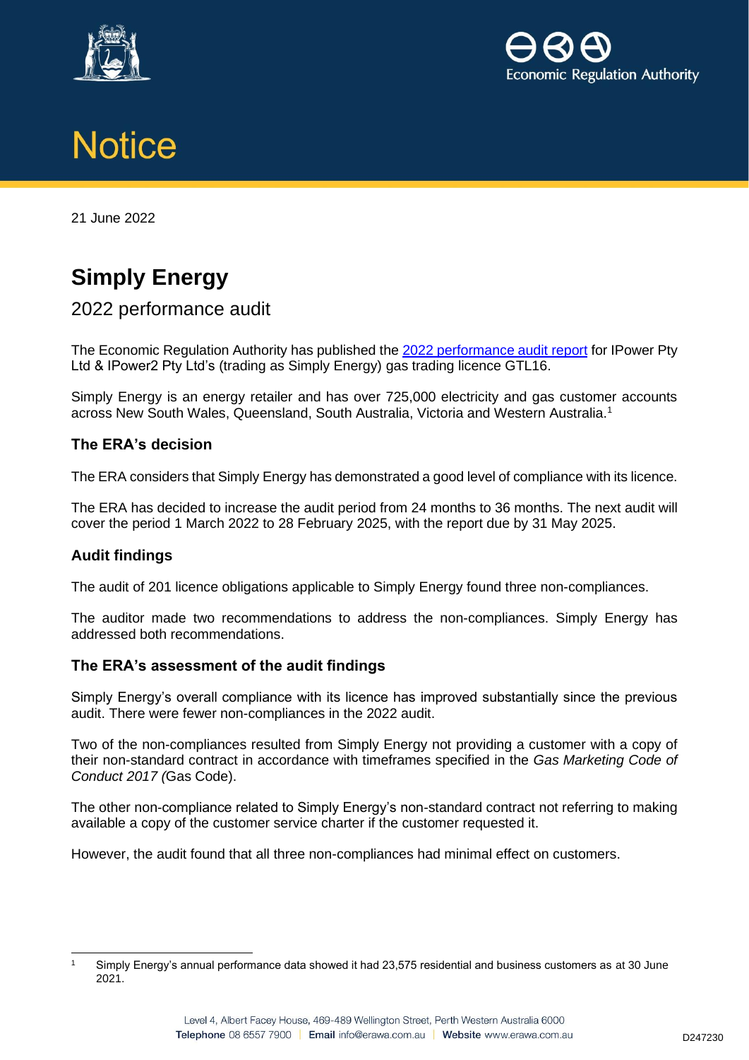Economic Regulation Authority

# Notice

21 June 2022

# Simply Energy

## 2022 performance audit

The Economic Regulation Authority has published the [2022 performance audit report]() for IPower Pty Ltd & IPower2 Pty Ltd's (trading as Simply Energy) gas trading licence GTL16.

Simply Energy is an energy retailer and has over 725,000 electricity and gas customer accounts across New South Wales, Queensland, South Australia, Victoria and Western Australia.[1]

### The ERA's decision

The ERA considers that Simply Energy has demonstrated a good level of compliance with its licence.

The ERA has decided to increase the audit period from 24 months to 36 months. The next audit will cover the period 1 March 2022 to 28 February 2025, with the report due by 31 May 2025.

### Audit findings

The audit of 201 licence obligations applicable to Simply Energy found three non-compliances.

The auditor made two recommendations to address the non-compliances. Simply Energy has addressed both recommendations.

### The ERA's assessment of the audit findings

Simply Energy's overall compliance with its licence has improved substantially since the previous audit. There were fewer non-compliances in the 2022 audit.

Two of the non-compliances resulted from Simply Energy not providing a customer with a copy of their non-standard contract in accordance with timeframes specified in the *Gas Marketing Code of Conduct 2017* (Gas Code).

The other non-compliance related to Simply Energy's non-standard contract not referring to making available a copy of the customer service charter if the customer requested it.

However, the audit found that all three non-compliances had minimal effect on customers.

[1] Simply Energy's annual performance data showed it had 23,575 residential and business customers as at 30 June 2021.

Level 4, Albert Facey House, 469-489 Wellington Street, Perth Western Australia 6000
**Telephone** 08 6557 7900 | **Email** info@erawa.com.au | **Website** www.erawa.com.au

D247230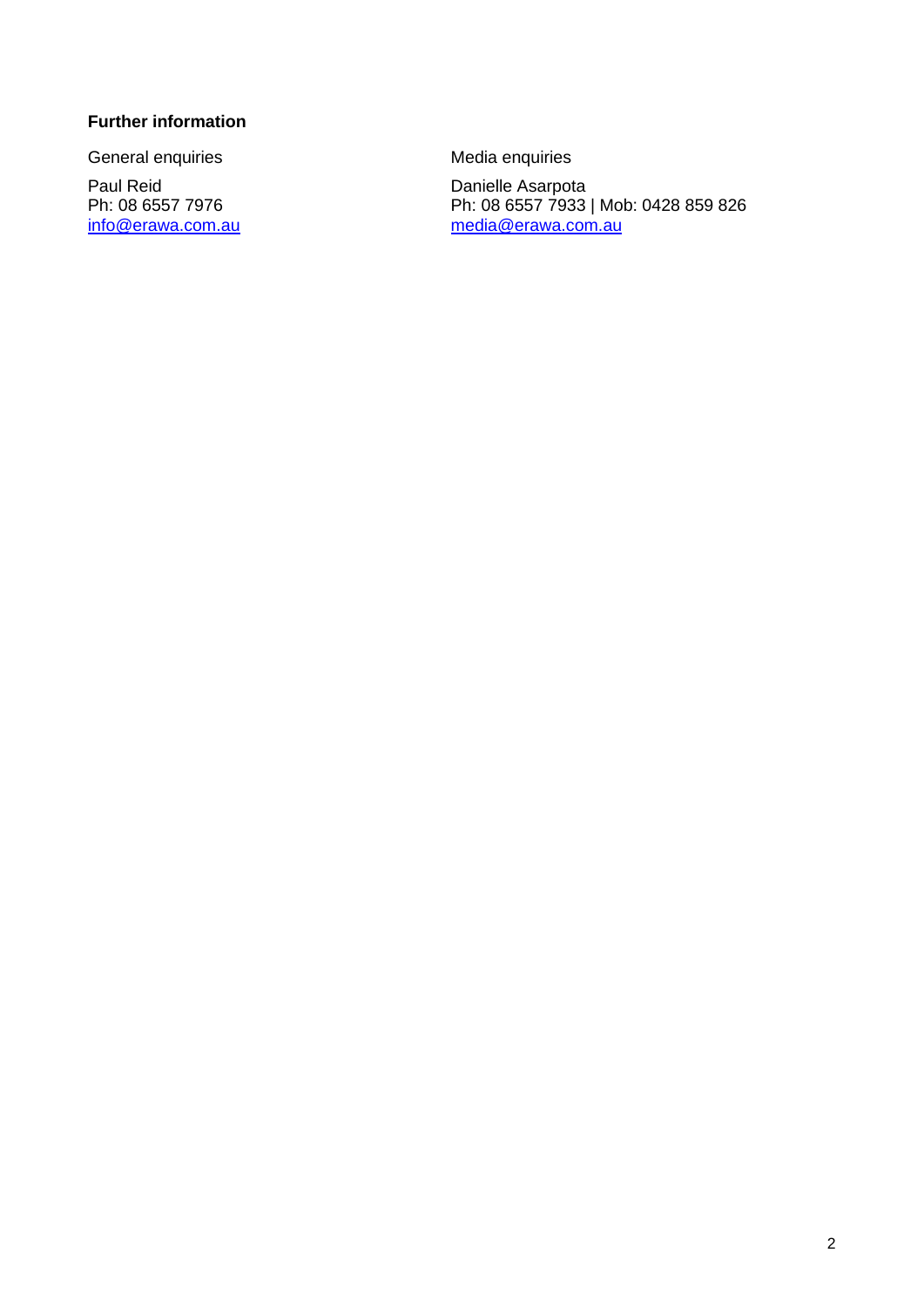**Further information**

General enquiries

Paul Reid
Ph: 08 6557 7976
info@erawa.com.au

Media enquiries

Danielle Asarpota
Ph: 08 6557 7933 | Mob: 0428 859 826
media@erawa.com.au